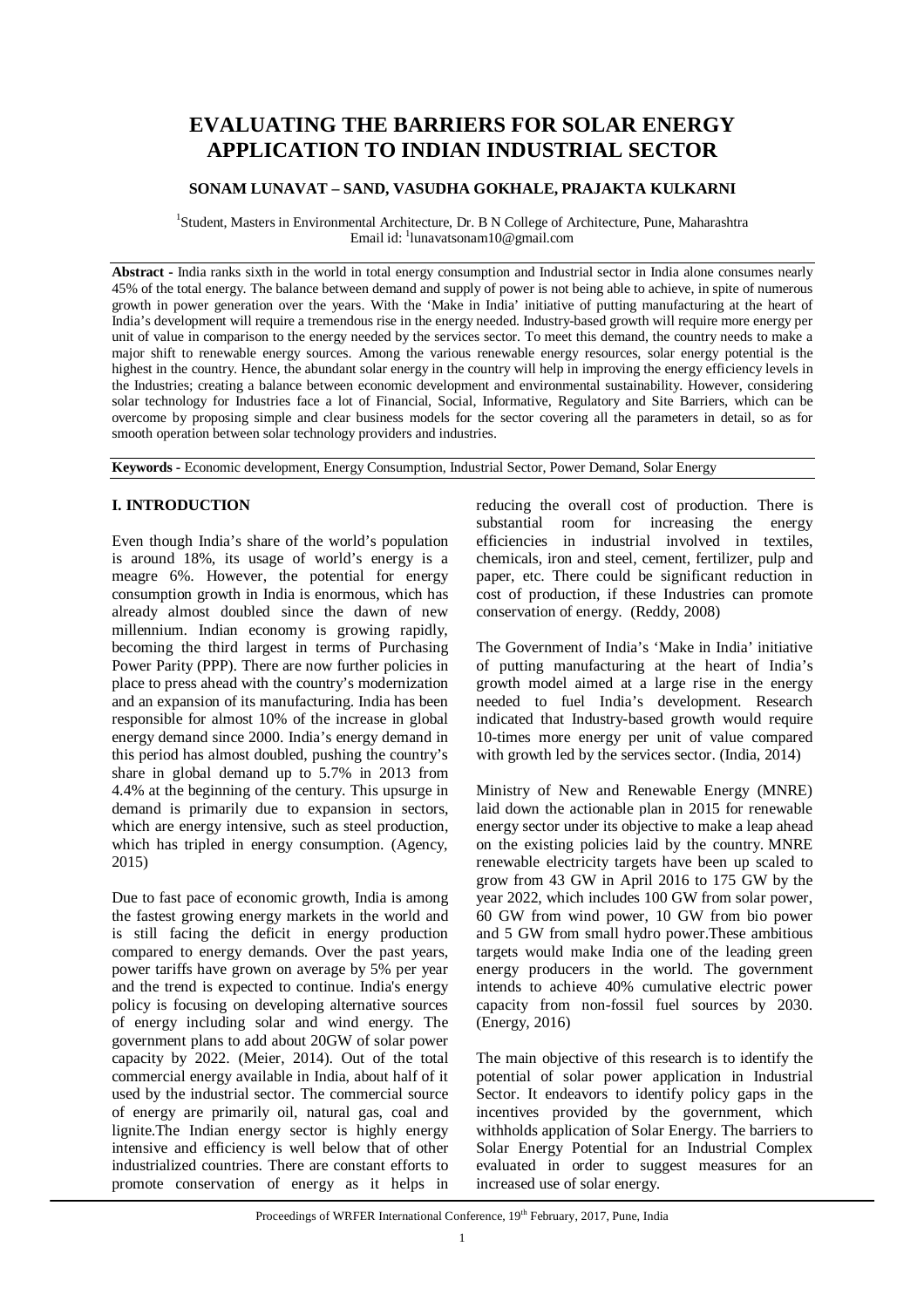# EVALUATING THE BARRIERS FOR SOLAR ENERGY APPLICATION TO INDIAN INDUSTRIAL SECTOR

**SONAM LUNAVAT – SAND, VASUDHA GOKHALE, PRAJAKTA KULKARNI**

[1]Student, Masters in Environmental Architecture, Dr. B N College of Architecture, Pune, Maharashtra
Email id: [1]lunavatsonam10@gmail.com

**Abstract -** India ranks sixth in the world in total energy consumption and Industrial sector in India alone consumes nearly 45% of the total energy. The balance between demand and supply of power is not being able to achieve, in spite of numerous growth in power generation over the years. With the 'Make in India' initiative of putting manufacturing at the heart of India's development will require a tremendous rise in the energy needed. Industry-based growth will require more energy per unit of value in comparison to the energy needed by the services sector. To meet this demand, the country needs to make a major shift to renewable energy sources. Among the various renewable energy resources, solar energy potential is the highest in the country. Hence, the abundant solar energy in the country will help in improving the energy efficiency levels in the Industries; creating a balance between economic development and environmental sustainability. However, considering solar technology for Industries face a lot of Financial, Social, Informative, Regulatory and Site Barriers, which can be overcome by proposing simple and clear business models for the sector covering all the parameters in detail, so as for smooth operation between solar technology providers and industries.

**Keywords -** Economic development, Energy Consumption, Industrial Sector, Power Demand, Solar Energy

## I. INTRODUCTION

Even though India's share of the world's population is around 18%, its usage of world's energy is a meagre 6%. However, the potential for energy consumption growth in India is enormous, which has already almost doubled since the dawn of new millennium. Indian economy is growing rapidly, becoming the third largest in terms of Purchasing Power Parity (PPP). There are now further policies in place to press ahead with the country's modernization and an expansion of its manufacturing. India has been responsible for almost 10% of the increase in global energy demand since 2000. India's energy demand in this period has almost doubled, pushing the country's share in global demand up to 5.7% in 2013 from 4.4% at the beginning of the century. This upsurge in demand is primarily due to expansion in sectors, which are energy intensive, such as steel production, which has tripled in energy consumption. (Agency, 2015)

Due to fast pace of economic growth, India is among the fastest growing energy markets in the world and is still facing the deficit in energy production compared to energy demands. Over the past years, power tariffs have grown on average by 5% per year and the trend is expected to continue. India's energy policy is focusing on developing alternative sources of energy including solar and wind energy. The government plans to add about 20GW of solar power capacity by 2022. (Meier, 2014). Out of the total commercial energy available in India, about half of it used by the industrial sector. The commercial source of energy are primarily oil, natural gas, coal and lignite.The Indian energy sector is highly energy intensive and efficiency is well below that of other industrialized countries. There are constant efforts to promote conservation of energy as it helps in reducing the overall cost of production. There is substantial room for increasing the energy efficiencies in industrial involved in textiles, chemicals, iron and steel, cement, fertilizer, pulp and paper, etc. There could be significant reduction in cost of production, if these Industries can promote conservation of energy. (Reddy, 2008)

The Government of India's 'Make in India' initiative of putting manufacturing at the heart of India's growth model aimed at a large rise in the energy needed to fuel India's development. Research indicated that Industry-based growth would require 10-times more energy per unit of value compared with growth led by the services sector. (India, 2014)

Ministry of New and Renewable Energy (MNRE) laid down the actionable plan in 2015 for renewable energy sector under its objective to make a leap ahead on the existing policies laid by the country. MNRE renewable electricity targets have been up scaled to grow from 43 GW in April 2016 to 175 GW by the year 2022, which includes 100 GW from solar power, 60 GW from wind power, 10 GW from bio power and 5 GW from small hydro power.These ambitious targets would make India one of the leading green energy producers in the world. The government intends to achieve 40% cumulative electric power capacity from non-fossil fuel sources by 2030. (Energy, 2016)

The main objective of this research is to identify the potential of solar power application in Industrial Sector. It endeavors to identify policy gaps in the incentives provided by the government, which withholds application of Solar Energy. The barriers to Solar Energy Potential for an Industrial Complex evaluated in order to suggest measures for an increased use of solar energy.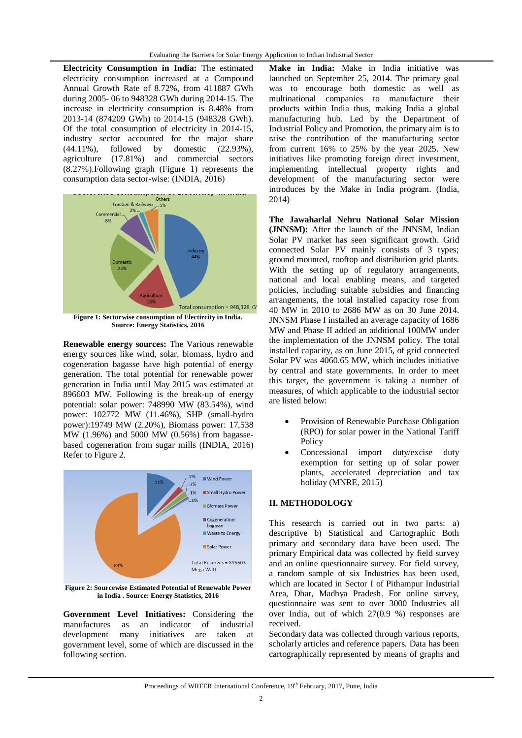**Electricity Consumption in India:** The estimated electricity consumption increased at a Compound Annual Growth Rate of 8.72%, from 411887 GWh during 2005- 06 to 948328 GWh during 2014-15. The increase in electricity consumption is 8.48% from 2013-14 (874209 GWh) to 2014-15 (948328 GWh). Of the total consumption of electricity in 2014-15, industry sector accounted for the major share (44.11%), followed by domestic (22.93%), agriculture (17.81%) and commercial sectors (8.27%).Following graph (Figure 1) represents the consumption data sector-wise: (INDIA, 2016)

**Figure 1: Sectorwise consumption of Electricity in India. Source: Energy Statistics, 2016**

**Renewable energy sources:** The Various renewable energy sources like wind, solar, biomass, hydro and cogeneration bagasse have high potential of energy generation. The total potential for renewable power generation in India until May 2015 was estimated at 896603 MW. Following is the break-up of energy potential: solar power: 748990 MW (83.54%), wind power: 102772 MW (11.46%), SHP (small-hydro power):19749 MW (2.20%), Biomass power: 17,538 MW (1.96%) and 5000 MW (0.56%) from bagasse-based cogeneration from sugar mills (INDIA, 2016) Refer to Figure 2.

**Figure 2: Sourcewise Estimated Potential of Renewable Power in India . Source: Energy Statistics, 2016**

**Government Level Initiatives:** Considering the manufactures as an indicator of industrial development many initiatives are taken at government level, some of which are discussed in the following section.

**Make in India:** Make in India initiative was launched on September 25, 2014. The primary goal was to encourage both domestic as well as multinational companies to manufacture their products within India thus, making India a global manufacturing hub. Led by the Department of Industrial Policy and Promotion, the primary aim is to raise the contribution of the manufacturing sector from current 16% to 25% by the year 2025. New initiatives like promoting foreign direct investment, implementing intellectual property rights and development of the manufacturing sector were introduces by the Make in India program. (India, 2014)

**The Jawaharlal Nehru National Solar Mission (JNNSM):** After the launch of the JNNSM, Indian Solar PV market has seen significant growth. Grid connected Solar PV mainly consists of 3 types; ground mounted, rooftop and distribution grid plants. With the setting up of regulatory arrangements, national and local enabling means, and targeted policies, including suitable subsidies and financing arrangements, the total installed capacity rose from 40 MW in 2010 to 2686 MW as on 30 June 2014. JNNSM Phase I installed an average capacity of 1686 MW and Phase II added an additional 100MW under the implementation of the JNNSM policy. The total installed capacity, as on June 2015, of grid connected Solar PV was 4060.65 MW, which includes initiative by central and state governments. In order to meet this target, the government is taking a number of measures, of which applicable to the industrial sector are listed below:

- Provision of Renewable Purchase Obligation (RPO) for solar power in the National Tariff Policy
- Concessional import duty/excise duty exemption for setting up of solar power plants, accelerated depreciation and tax holiday (MNRE, 2015)

## II. METHODOLOGY

This research is carried out in two parts: a) descriptive b) Statistical and Cartographic Both primary and secondary data have been used. The primary Empirical data was collected by field survey and an online questionnaire survey. For field survey, a random sample of six Industries has been used, which are located in Sector I of Pithampur Industrial Area, Dhar, Madhya Pradesh. For online survey, questionnaire was sent to over 3000 Industries all over India, out of which 27(0.9 %) responses are received.

Secondary data was collected through various reports, scholarly articles and reference papers. Data has been cartographically represented by means of graphs and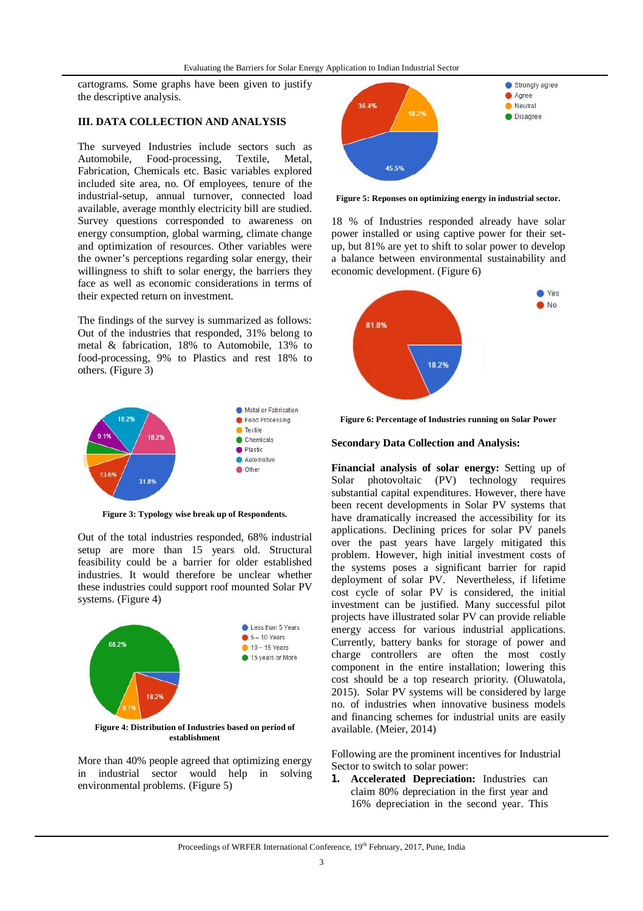cartograms. Some graphs have been given to justify the descriptive analysis.

## III. DATA COLLECTION AND ANALYSIS

The surveyed Industries include sectors such as Automobile, Food-processing, Textile, Metal, Fabrication, Chemicals etc. Basic variables explored included site area, no. Of employees, tenure of the industrial-setup, annual turnover, connected load available, average monthly electricity bill are studied. Survey questions corresponded to awareness on energy consumption, global warming, climate change and optimization of resources. Other variables were the owner's perceptions regarding solar energy, their willingness to shift to solar energy, the barriers they face as well as economic considerations in terms of their expected return on investment.

The findings of the survey is summarized as follows: Out of the industries that responded, 31% belong to metal & fabrication, 18% to Automobile, 13% to food-processing, 9% to Plastics and rest 18% to others. (Figure 3)

**Figure 3: Typology wise break up of Respondents.**

Out of the total industries responded, 68% industrial setup are more than 15 years old. Structural feasibility could be a barrier for older established industries. It would therefore be unclear whether these industries could support roof mounted Solar PV systems. (Figure 4)

**Figure 4: Distribution of Industries based on period of establishment**

More than 40% people agreed that optimizing energy in industrial sector would help in solving environmental problems. (Figure 5)

**Figure 5: Reponses on optimizing energy in industrial sector.**

18 % of Industries responded already have solar power installed or using captive power for their set-up, but 81% are yet to shift to solar power to develop a balance between environmental sustainability and economic development. (Figure 6)

**Figure 6: Percentage of Industries running on Solar Power**

### Secondary Data Collection and Analysis:

**Financial analysis of solar energy:** Setting up of Solar photovoltaic (PV) technology requires substantial capital expenditures. However, there have been recent developments in Solar PV systems that have dramatically increased the accessibility for its applications. Declining prices for solar PV panels over the past years have largely mitigated this problem. However, high initial investment costs of the systems poses a significant barrier for rapid deployment of solar PV. Nevertheless, if lifetime cost cycle of solar PV is considered, the initial investment can be justified. Many successful pilot projects have illustrated solar PV can provide reliable energy access for various industrial applications. Currently, battery banks for storage of power and charge controllers are often the most costly component in the entire installation; lowering this cost should be a top research priority. (Oluwatola, 2015). Solar PV systems will be considered by large no. of industries when innovative business models and financing schemes for industrial units are easily available. (Meier, 2014)

Following are the prominent incentives for Industrial Sector to switch to solar power:

1. **Accelerated Depreciation:** Industries can claim 80% depreciation in the first year and 16% depreciation in the second year. This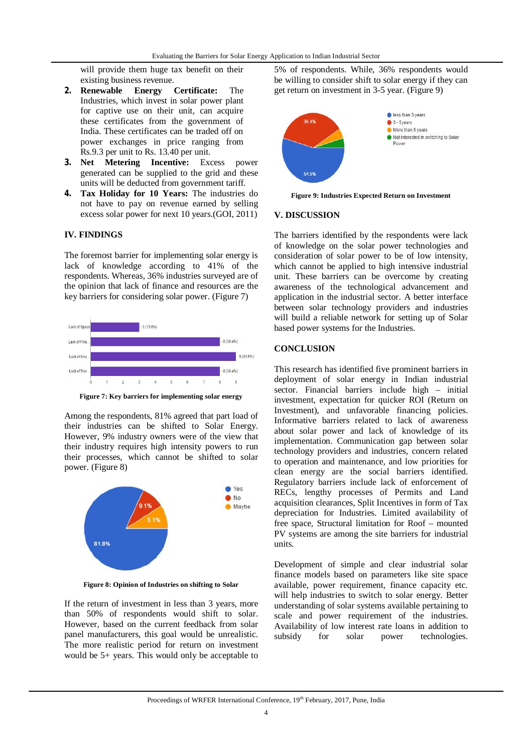will provide them huge tax benefit on their existing business revenue.

2. **Renewable Energy Certificate:** The Industries, which invest in solar power plant for captive use on their unit, can acquire these certificates from the government of India. These certificates can be traded off on power exchanges in price ranging from Rs.9.3 per unit to Rs. 13.40 per unit.
3. **Net Metering Incentive:** Excess power generated can be supplied to the grid and these units will be deducted from government tariff.
4. **Tax Holiday for 10 Years:** The industries do not have to pay on revenue earned by selling excess solar power for next 10 years.(GOI, 2011)

## IV. FINDINGS

The foremost barrier for implementing solar energy is lack of knowledge according to 41% of the respondents. Whereas, 36% industries surveyed are of the opinion that lack of finance and resources are the key barriers for considering solar power. (Figure 7)

**Figure 7: Key barriers for implementing solar energy**

Among the respondents, 81% agreed that part load of their industries can be shifted to Solar Energy. However, 9% industry owners were of the view that their industry requires high intensity powers to run their processes, which cannot be shifted to solar power. (Figure 8)

**Figure 8: Opinion of Industries on shifting to Solar**

If the return of investment in less than 3 years, more than 50% of respondents would shift to solar. However, based on the current feedback from solar panel manufacturers, this goal would be unrealistic. The more realistic period for return on investment would be 5+ years. This would only be acceptable to 5% of respondents. While, 36% respondents would be willing to consider shift to solar energy if they can get return on investment in 3-5 year. (Figure 9)

**Figure 9: Industries Expected Return on Investment**

## V. DISCUSSION

The barriers identified by the respondents were lack of knowledge on the solar power technologies and consideration of solar power to be of low intensity, which cannot be applied to high intensive industrial unit. These barriers can be overcome by creating awareness of the technological advancement and application in the industrial sector. A better interface between solar technology providers and industries will build a reliable network for setting up of Solar based power systems for the Industries.

## CONCLUSION

This research has identified five prominent barriers in deployment of solar energy in Indian industrial sector. Financial barriers include high – initial investment, expectation for quicker ROI (Return on Investment), and unfavorable financing policies. Informative barriers related to lack of awareness about solar power and lack of knowledge of its implementation. Communication gap between solar technology providers and industries, concern related to operation and maintenance, and low priorities for clean energy are the social barriers identified. Regulatory barriers include lack of enforcement of RECs, lengthy processes of Permits and Land acquisition clearances, Split Incentives in form of Tax depreciation for Industries. Limited availability of free space, Structural limitation for Roof – mounted PV systems are among the site barriers for industrial units.

Development of simple and clear industrial solar finance models based on parameters like site space available, power requirement, finance capacity etc. will help industries to switch to solar energy. Better understanding of solar systems available pertaining to scale and power requirement of the industries. Availability of low interest rate loans in addition to subsidy for solar power technologies.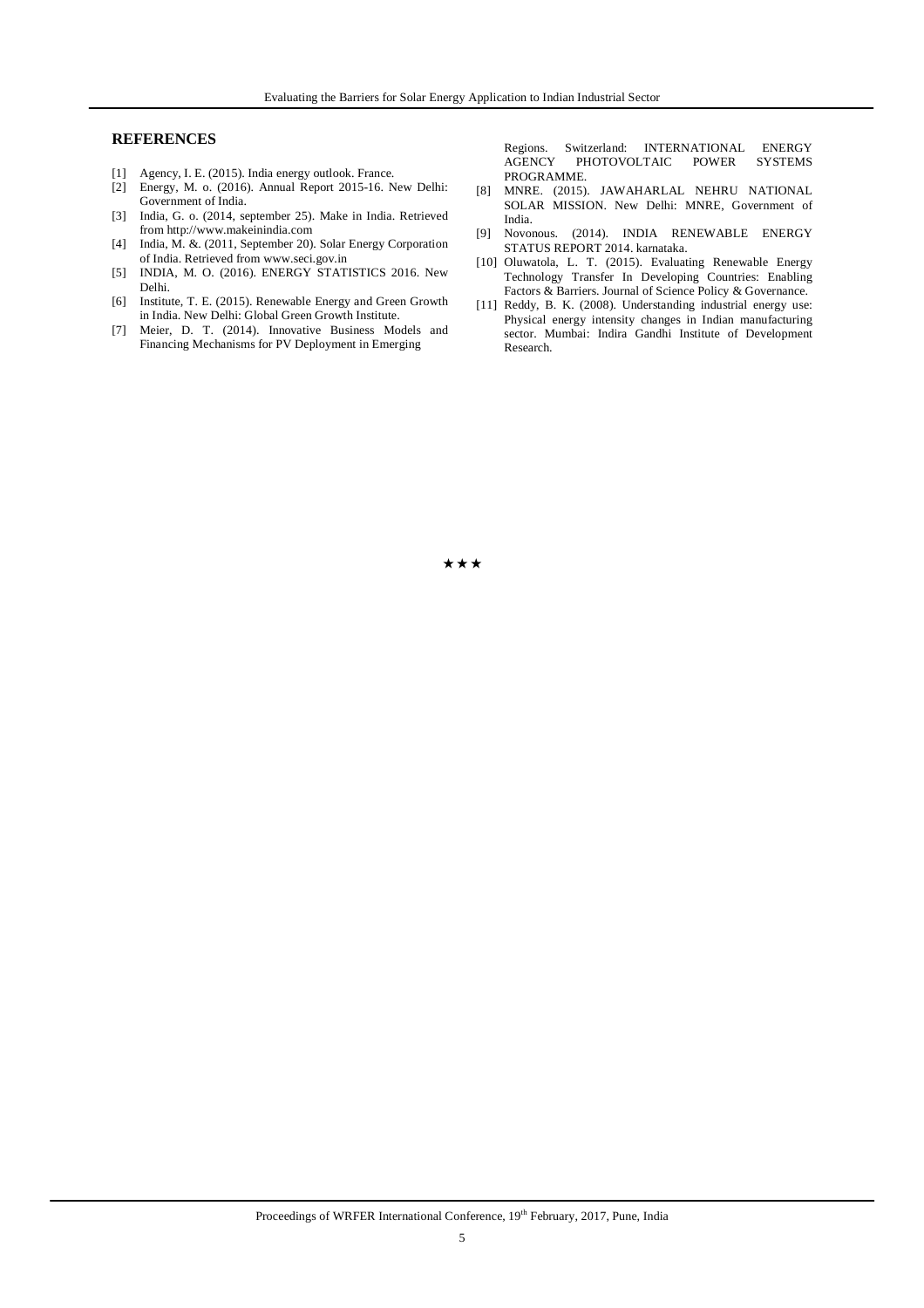## REFERENCES

[1] Agency, I. E. (2015). India energy outlook. France.

[2] Energy, M. o. (2016). Annual Report 2015-16. New Delhi: Government of India.

[3] India, G. o. (2014, september 25). Make in India. Retrieved from http://www.makeinindia.com

[4] India, M. &. (2011, September 20). Solar Energy Corporation of India. Retrieved from www.seci.gov.in

[5] INDIA, M. O. (2016). ENERGY STATISTICS 2016. New Delhi.

[6] Institute, T. E. (2015). Renewable Energy and Green Growth in India. New Delhi: Global Green Growth Institute.

[7] Meier, D. T. (2014). Innovative Business Models and Financing Mechanisms for PV Deployment in Emerging Regions. Switzerland: INTERNATIONAL ENERGY AGENCY PHOTOVOLTAIC POWER SYSTEMS PROGRAMME.

[8] MNRE. (2015). JAWAHARLAL NEHRU NATIONAL SOLAR MISSION. New Delhi: MNRE, Government of India.

[9] Novonous. (2014). INDIA RENEWABLE ENERGY STATUS REPORT 2014. karnataka.

[10] Oluwatola, L. T. (2015). Evaluating Renewable Energy Technology Transfer In Developing Countries: Enabling Factors & Barriers. Journal of Science Policy & Governance.

[11] Reddy, B. K. (2008). Understanding industrial energy use: Physical energy intensity changes in Indian manufacturing sector. Mumbai: Indira Gandhi Institute of Development Research.

★★★